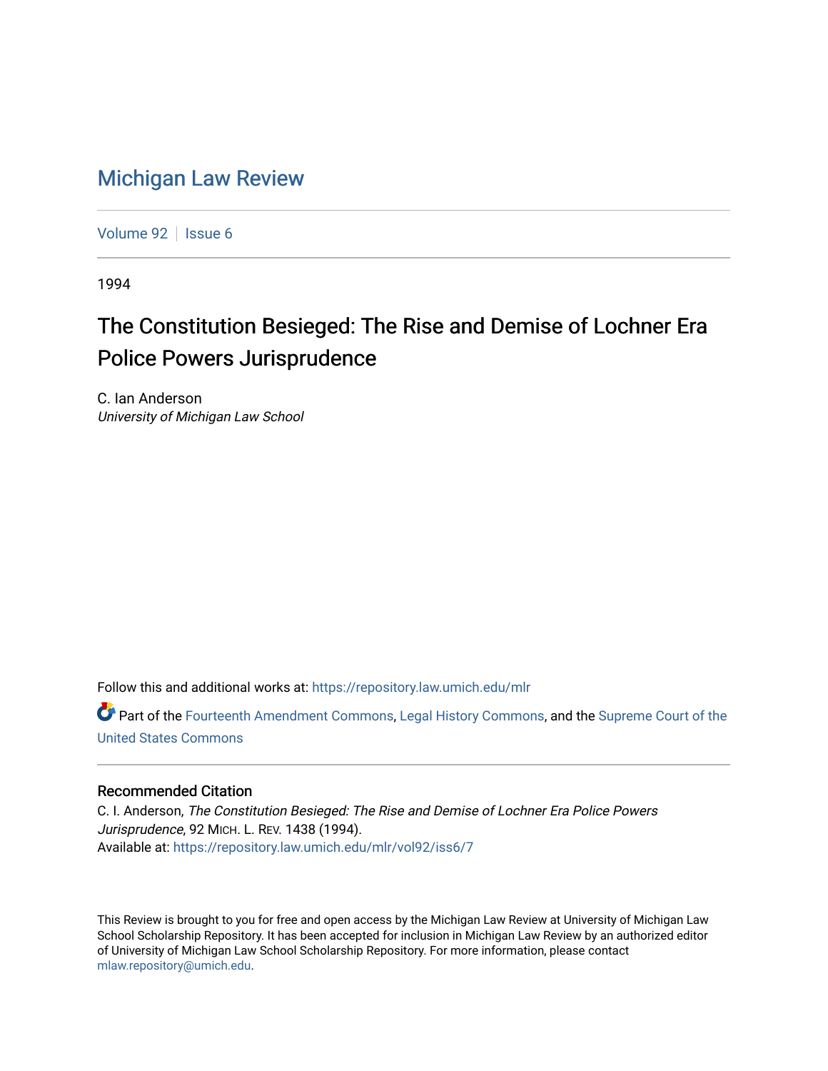# Michigan Law Review

Volume 92 | Issue 6

1994

## The Constitution Besieged: The Rise and Demise of Lochner Era Police Powers Jurisprudence

C. Ian Anderson
*University of Michigan Law School*

Follow this and additional works at: https://repository.law.umich.edu/mlr

Part of the Fourteenth Amendment Commons, Legal History Commons, and the Supreme Court of the United States Commons

### Recommended Citation

C. I. Anderson, *The Constitution Besieged: The Rise and Demise of Lochner Era Police Powers Jurisprudence*, 92 MICH. L. REV. 1438 (1994).
Available at: https://repository.law.umich.edu/mlr/vol92/iss6/7

This Review is brought to you for free and open access by the Michigan Law Review at University of Michigan Law School Scholarship Repository. It has been accepted for inclusion in Michigan Law Review by an authorized editor of University of Michigan Law School Scholarship Repository. For more information, please contact mlaw.repository@umich.edu.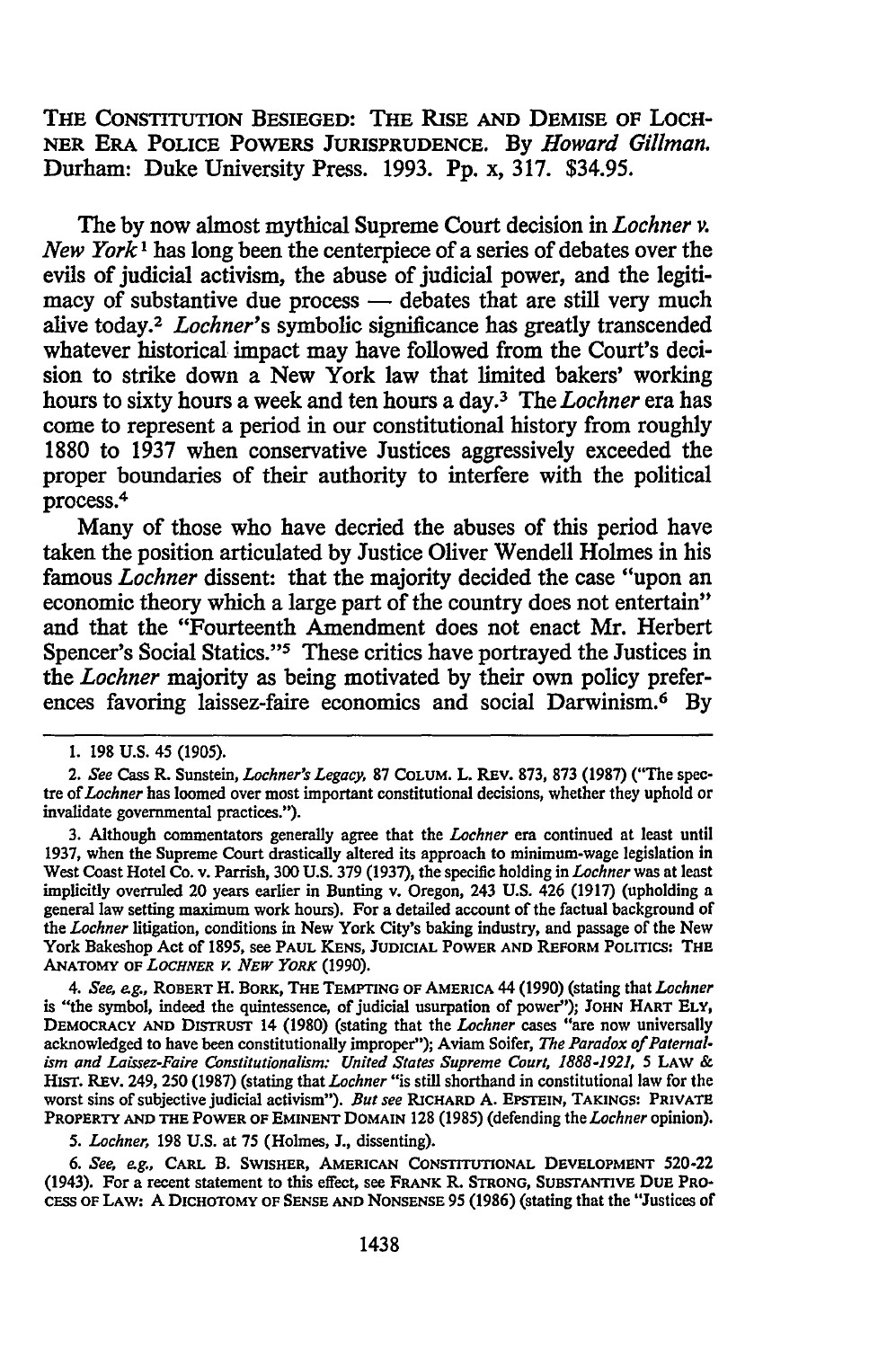THE CONSTITUTION BESIEGED: THE RISE AND DEMISE OF LOCHNER ERA POLICE POWERS JURISPRUDENCE. By *Howard Gillman.* Durham: Duke University Press. 1993. Pp. x, 317. $34.95.

The by now almost mythical Supreme Court decision in *Lochner v. New York*[1] has long been the centerpiece of a series of debates over the evils of judicial activism, the abuse of judicial power, and the legitimacy of substantive due process — debates that are still very much alive today.[2] *Lochner's* symbolic significance has greatly transcended whatever historical impact may have followed from the Court's decision to strike down a New York law that limited bakers' working hours to sixty hours a week and ten hours a day.[3] The *Lochner* era has come to represent a period in our constitutional history from roughly 1880 to 1937 when conservative Justices aggressively exceeded the proper boundaries of their authority to interfere with the political process.[4]

Many of those who have decried the abuses of this period have taken the position articulated by Justice Oliver Wendell Holmes in his famous *Lochner* dissent: that the majority decided the case "upon an economic theory which a large part of the country does not entertain" and that the "Fourteenth Amendment does not enact Mr. Herbert Spencer's Social Statics."[5] These critics have portrayed the Justices in the *Lochner* majority as being motivated by their own policy preferences favoring laissez-faire economics and social Darwinism.[6] By

1. 198 U.S. 45 (1905).

2. *See* Cass R. Sunstein, *Lochner's Legacy,* 87 COLUM. L. REV. 873, 873 (1987) ("The spectre of *Lochner* has loomed over most important constitutional decisions, whether they uphold or invalidate governmental practices.").

3. Although commentators generally agree that the *Lochner* era continued at least until 1937, when the Supreme Court drastically altered its approach to minimum-wage legislation in West Coast Hotel Co. v. Parrish, 300 U.S. 379 (1937), the specific holding in *Lochner* was at least implicitly overruled 20 years earlier in Bunting v. Oregon, 243 U.S. 426 (1917) (upholding a general law setting maximum work hours). For a detailed account of the factual background of the *Lochner* litigation, conditions in New York City's baking industry, and passage of the New York Bakeshop Act of 1895, see PAUL KENS, JUDICIAL POWER AND REFORM POLITICS: THE ANATOMY OF *LOCHNER V. NEW YORK* (1990).

4. *See, e.g.,* ROBERT H. BORK, THE TEMPTING OF AMERICA 44 (1990) (stating that *Lochner* is "the symbol, indeed the quintessence, of judicial usurpation of power"); JOHN HART ELY, DEMOCRACY AND DISTRUST 14 (1980) (stating that the *Lochner* cases "are now universally acknowledged to have been constitutionally improper"); Aviam Soifer, *The Paradox of Paternalism and Laissez-Faire Constitutionalism: United States Supreme Court, 1888-1921,* 5 LAW & HIST. REV. 249, 250 (1987) (stating that *Lochner* "is still shorthand in constitutional law for the worst sins of subjective judicial activism"). *But see* RICHARD A. EPSTEIN, TAKINGS: PRIVATE PROPERTY AND THE POWER OF EMINENT DOMAIN 128 (1985) (defending the *Lochner* opinion).

5. *Lochner,* 198 U.S. at 75 (Holmes, J., dissenting).

6. *See, e.g.,* CARL B. SWISHER, AMERICAN CONSTITUTIONAL DEVELOPMENT 520-22 (1943). For a recent statement to this effect, see FRANK R. STRONG, SUBSTANTIVE DUE PROCESS OF LAW: A DICHOTOMY OF SENSE AND NONSENSE 95 (1986) (stating that the "Justices of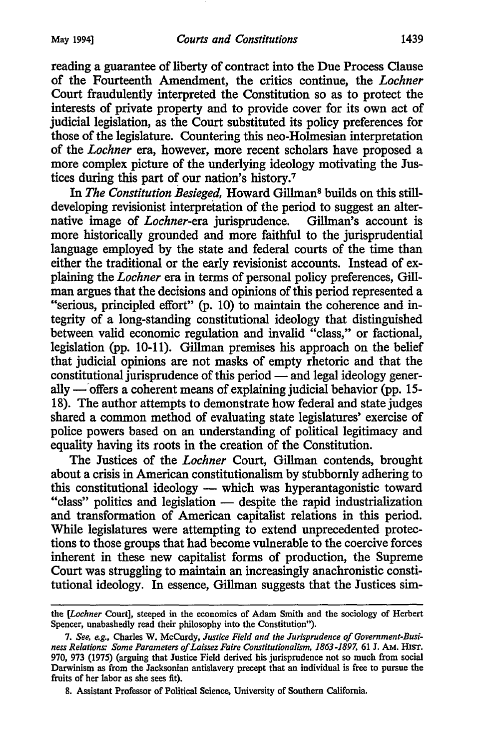reading a guarantee of liberty of contract into the Due Process Clause of the Fourteenth Amendment, the critics continue, the *Lochner* Court fraudulently interpreted the Constitution so as to protect the interests of private property and to provide cover for its own act of judicial legislation, as the Court substituted its policy preferences for those of the legislature. Countering this neo-Holmesian interpretation of the *Lochner* era, however, more recent scholars have proposed a more complex picture of the underlying ideology motivating the Justices during this part of our nation's history.[7]

In *The Constitution Besieged,* Howard Gillman[8] builds on this still-developing revisionist interpretation of the period to suggest an alternative image of *Lochner*-era jurisprudence. Gillman's account is more historically grounded and more faithful to the jurisprudential language employed by the state and federal courts of the time than either the traditional or the early revisionist accounts. Instead of explaining the *Lochner* era in terms of personal policy preferences, Gillman argues that the decisions and opinions of this period represented a "serious, principled effort" (p. 10) to maintain the coherence and integrity of a long-standing constitutional ideology that distinguished between valid economic regulation and invalid "class," or factional, legislation (pp. 10-11). Gillman premises his approach on the belief that judicial opinions are not masks of empty rhetoric and that the constitutional jurisprudence of this period — and legal ideology generally — offers a coherent means of explaining judicial behavior (pp. 15-18). The author attempts to demonstrate how federal and state judges shared a common method of evaluating state legislatures' exercise of police powers based on an understanding of political legitimacy and equality having its roots in the creation of the Constitution.

The Justices of the *Lochner* Court, Gillman contends, brought about a crisis in American constitutionalism by stubbornly adhering to this constitutional ideology — which was hyperantagonistic toward "class" politics and legislation — despite the rapid industrialization and transformation of American capitalist relations in this period. While legislatures were attempting to extend unprecedented protections to those groups that had become vulnerable to the coercive forces inherent in these new capitalist forms of production, the Supreme Court was struggling to maintain an increasingly anachronistic constitutional ideology. In essence, Gillman suggests that the Justices sim-

---

the [*Lochner* Court], steeped in the economics of Adam Smith and the sociology of Herbert Spencer, unabashedly read their philosophy into the Constitution").

7. *See, e.g.,* Charles W. McCurdy, *Justice Field and the Jurisprudence of Government-Business Relations: Some Parameters of Laissez Faire Constitutionalism, 1863-1897,* 61 J. AM. HIST. 970, 973 (1975) (arguing that Justice Field derived his jurisprudence not so much from social Darwinism as from the Jacksonian antislavery precept that an individual is free to pursue the fruits of her labor as she sees fit).

8. Assistant Professor of Political Science, University of Southern California.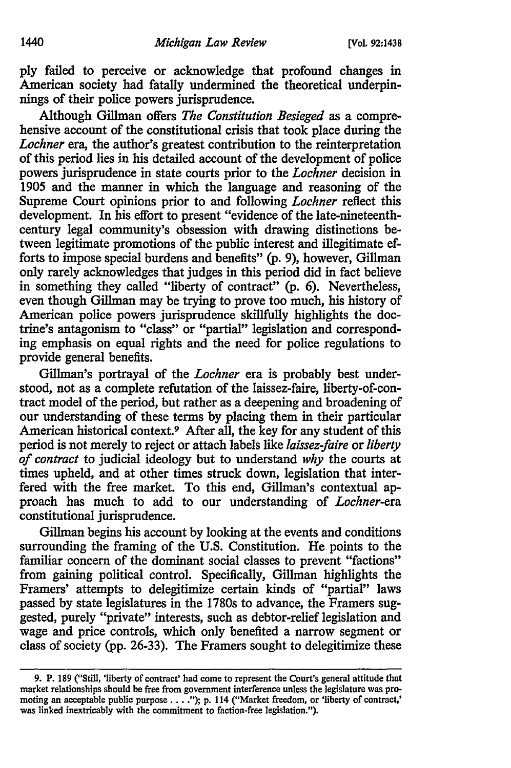ply failed to perceive or acknowledge that profound changes in American society had fatally undermined the theoretical underpinnings of their police powers jurisprudence.

Although Gillman offers *The Constitution Besieged* as a comprehensive account of the constitutional crisis that took place during the *Lochner* era, the author's greatest contribution to the reinterpretation of this period lies in his detailed account of the development of police powers jurisprudence in state courts prior to the *Lochner* decision in 1905 and the manner in which the language and reasoning of the Supreme Court opinions prior to and following *Lochner* reflect this development. In his effort to present "evidence of the late-nineteenth-century legal community's obsession with drawing distinctions between legitimate promotions of the public interest and illegitimate efforts to impose special burdens and benefits" (p. 9), however, Gillman only rarely acknowledges that judges in this period did in fact believe in something they called "liberty of contract" (p. 6). Nevertheless, even though Gillman may be trying to prove too much, his history of American police powers jurisprudence skillfully highlights the doctrine's antagonism to "class" or "partial" legislation and corresponding emphasis on equal rights and the need for police regulations to provide general benefits.

Gillman's portrayal of the *Lochner* era is probably best understood, not as a complete refutation of the laissez-faire, liberty-of-contract model of the period, but rather as a deepening and broadening of our understanding of these terms by placing them in their particular American historical context.[9] After all, the key for any student of this period is not merely to reject or attach labels like *laissez-faire* or *liberty of contract* to judicial ideology but to understand *why* the courts at times upheld, and at other times struck down, legislation that interfered with the free market. To this end, Gillman's contextual approach has much to add to our understanding of *Lochner*-era constitutional jurisprudence.

Gillman begins his account by looking at the events and conditions surrounding the framing of the U.S. Constitution. He points to the familiar concern of the dominant social classes to prevent "factions" from gaining political control. Specifically, Gillman highlights the Framers' attempts to delegitimize certain kinds of "partial" laws passed by state legislatures in the 1780s to advance, the Framers suggested, purely "private" interests, such as debtor-relief legislation and wage and price controls, which only benefited a narrow segment or class of society (pp. 26-33). The Framers sought to delegitimize these

---

9. P. 189 ("Still, 'liberty of contract' had come to represent the Court's general attitude that market relationships should be free from government interference unless the legislature was promoting an acceptable public purpose . . . ."); p. 114 ("Market freedom, or 'liberty of contract,' was linked inextricably with the commitment to faction-free legislation.").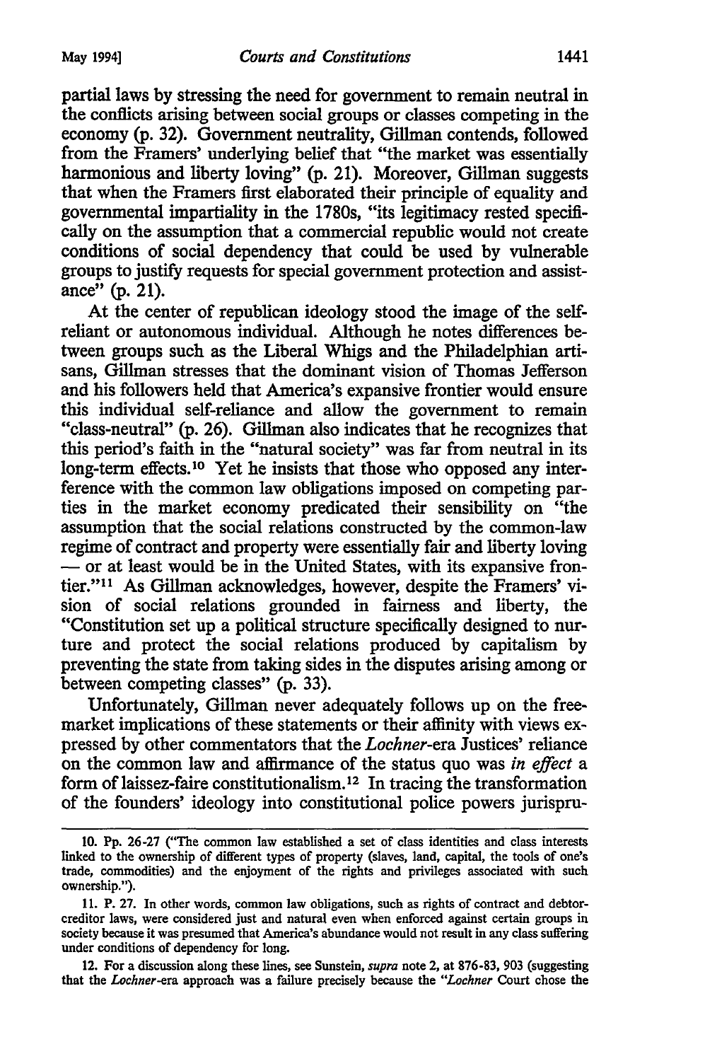partial laws by stressing the need for government to remain neutral in the conflicts arising between social groups or classes competing in the economy (p. 32). Government neutrality, Gillman contends, followed from the Framers' underlying belief that "the market was essentially harmonious and liberty loving" (p. 21). Moreover, Gillman suggests that when the Framers first elaborated their principle of equality and governmental impartiality in the 1780s, "its legitimacy rested specifically on the assumption that a commercial republic would not create conditions of social dependency that could be used by vulnerable groups to justify requests for special government protection and assistance" (p. 21).

At the center of republican ideology stood the image of the self-reliant or autonomous individual. Although he notes differences between groups such as the Liberal Whigs and the Philadelphian artisans, Gillman stresses that the dominant vision of Thomas Jefferson and his followers held that America's expansive frontier would ensure this individual self-reliance and allow the government to remain "class-neutral" (p. 26). Gillman also indicates that he recognizes that this period's faith in the "natural society" was far from neutral in its long-term effects.[10] Yet he insists that those who opposed any interference with the common law obligations imposed on competing parties in the market economy predicated their sensibility on "the assumption that the social relations constructed by the common-law regime of contract and property were essentially fair and liberty loving — or at least would be in the United States, with its expansive frontier."[11] As Gillman acknowledges, however, despite the Framers' vision of social relations grounded in fairness and liberty, the "Constitution set up a political structure specifically designed to nurture and protect the social relations produced by capitalism by preventing the state from taking sides in the disputes arising among or between competing classes" (p. 33).

Unfortunately, Gillman never adequately follows up on the free-market implications of these statements or their affinity with views expressed by other commentators that the *Lochner*-era Justices' reliance on the common law and affirmance of the status quo was *in effect* a form of laissez-faire constitutionalism.[12] In tracing the transformation of the founders' ideology into constitutional police powers jurispru-

---

10. Pp. 26-27 ("The common law established a set of class identities and class interests linked to the ownership of different types of property (slaves, land, capital, the tools of one's trade, commodities) and the enjoyment of the rights and privileges associated with such ownership.").

11. P. 27. In other words, common law obligations, such as rights of contract and debtor-creditor laws, were considered just and natural even when enforced against certain groups in society because it was presumed that America's abundance would not result in any class suffering under conditions of dependency for long.

12. For a discussion along these lines, see Sunstein, *supra* note 2, at 876-83, 903 (suggesting that the *Lochner*-era approach was a failure precisely because the "*Lochner* Court chose the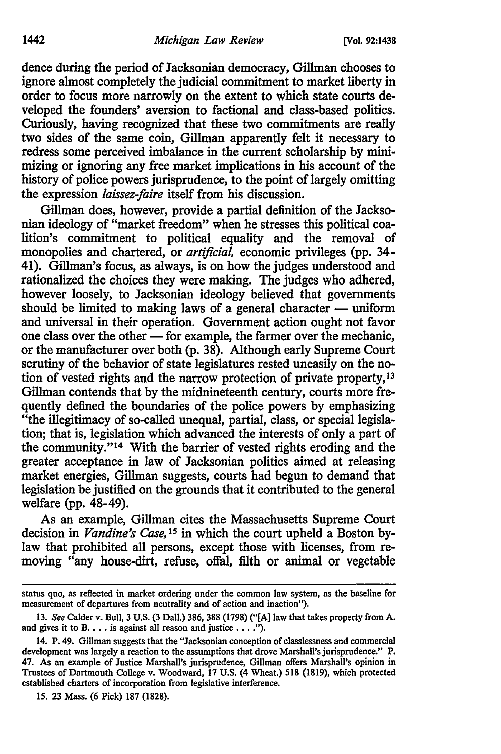dence during the period of Jacksonian democracy, Gillman chooses to ignore almost completely the judicial commitment to market liberty in order to focus more narrowly on the extent to which state courts developed the founders' aversion to factional and class-based politics. Curiously, having recognized that these two commitments are really two sides of the same coin, Gillman apparently felt it necessary to redress some perceived imbalance in the current scholarship by minimizing or ignoring any free market implications in his account of the history of police powers jurisprudence, to the point of largely omitting the expression *laissez-faire* itself from his discussion.

Gillman does, however, provide a partial definition of the Jacksonian ideology of "market freedom" when he stresses this political coalition's commitment to political equality and the removal of monopolies and chartered, or *artificial*, economic privileges (pp. 34-41). Gillman's focus, as always, is on how the judges understood and rationalized the choices they were making. The judges who adhered, however loosely, to Jacksonian ideology believed that governments should be limited to making laws of a general character — uniform and universal in their operation. Government action ought not favor one class over the other — for example, the farmer over the mechanic, or the manufacturer over both (p. 38). Although early Supreme Court scrutiny of the behavior of state legislatures rested uneasily on the notion of vested rights and the narrow protection of private property,[13] Gillman contends that by the midnineteenth century, courts more frequently defined the boundaries of the police powers by emphasizing "the illegitimacy of so-called unequal, partial, class, or special legislation; that is, legislation which advanced the interests of only a part of the community."[14] With the barrier of vested rights eroding and the greater acceptance in law of Jacksonian politics aimed at releasing market energies, Gillman suggests, courts had begun to demand that legislation be justified on the grounds that it contributed to the general welfare (pp. 48-49).

As an example, Gillman cites the Massachusetts Supreme Court decision in *Vandine's Case*,[15] in which the court upheld a Boston bylaw that prohibited all persons, except those with licenses, from removing "any house-dirt, refuse, offal, filth or animal or vegetable

---

status quo, as reflected in market ordering under the common law system, as the baseline for measurement of departures from neutrality and of action and inaction").

13. *See* Calder v. Bull, 3 U.S. (3 Dall.) 386, 388 (1798) ("[A] law that takes property from A. and gives it to B. . . . is against all reason and justice . . . .").

14. P. 49. Gillman suggests that the "Jacksonian conception of classlessness and commercial development was largely a reaction to the assumptions that drove Marshall's jurisprudence." P. 47. As an example of Justice Marshall's jurisprudence, Gillman offers Marshall's opinion in Trustees of Dartmouth College v. Woodward, 17 U.S. (4 Wheat.) 518 (1819), which protected established charters of incorporation from legislative interference.

15. 23 Mass. (6 Pick) 187 (1828).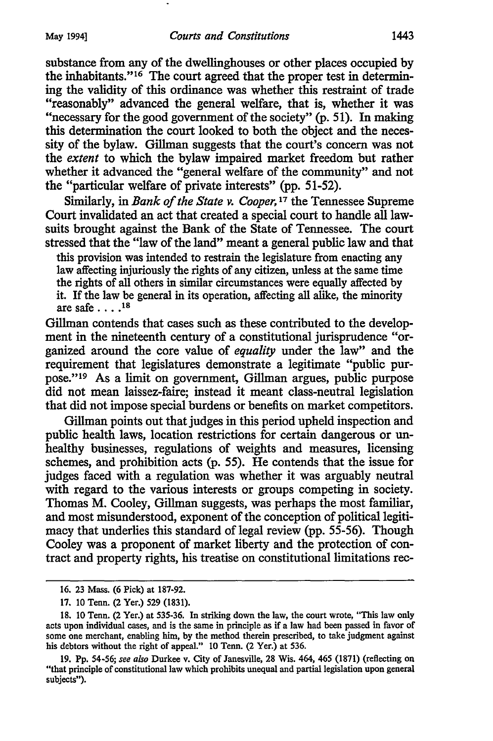substance from any of the dwellinghouses or other places occupied by the inhabitants."[16] The court agreed that the proper test in determining the validity of this ordinance was whether this restraint of trade "reasonably" advanced the general welfare, that is, whether it was "necessary for the good government of the society" (p. 51). In making this determination the court looked to both the object and the necessity of the bylaw. Gillman suggests that the court's concern was not the *extent* to which the bylaw impaired market freedom but rather whether it advanced the "general welfare of the community" and not the "particular welfare of private interests" (pp. 51-52).

Similarly, in *Bank of the State v. Cooper*,[17] the Tennessee Supreme Court invalidated an act that created a special court to handle all lawsuits brought against the Bank of the State of Tennessee. The court stressed that the "law of the land" meant a general public law and that

> this provision was intended to restrain the legislature from enacting any law affecting injuriously the rights of any citizen, unless at the same time the rights of all others in similar circumstances were equally affected by it. If the law be general in its operation, affecting all alike, the minority are safe . . . .[18]

Gillman contends that cases such as these contributed to the development in the nineteenth century of a constitutional jurisprudence "organized around the core value of *equality* under the law" and the requirement that legislatures demonstrate a legitimate "public purpose."[19] As a limit on government, Gillman argues, public purpose did not mean laissez-faire; instead it meant class-neutral legislation that did not impose special burdens or benefits on market competitors.

Gillman points out that judges in this period upheld inspection and public health laws, location restrictions for certain dangerous or unhealthy businesses, regulations of weights and measures, licensing schemes, and prohibition acts (p. 55). He contends that the issue for judges faced with a regulation was whether it was arguably neutral with regard to the various interests or groups competing in society. Thomas M. Cooley, Gillman suggests, was perhaps the most familiar, and most misunderstood, exponent of the conception of political legitimacy that underlies this standard of legal review (pp. 55-56). Though Cooley was a proponent of market liberty and the protection of contract and property rights, his treatise on constitutional limitations rec-

---

16. 23 Mass. (6 Pick) at 187-92.

17. 10 Tenn. (2 Yer.) 529 (1831).

18. 10 Tenn. (2 Yer.) at 535-36. In striking down the law, the court wrote, "This law only acts upon individual cases, and is the same in principle as if a law had been passed in favor of some one merchant, enabling him, by the method therein prescribed, to take judgment against his debtors without the right of appeal." 10 Tenn. (2 Yer.) at 536.

19. Pp. 54-56; *see also* Durkee v. City of Janesville, 28 Wis. 464, 465 (1871) (reflecting on "that principle of constitutional law which prohibits unequal and partial legislation upon general subjects").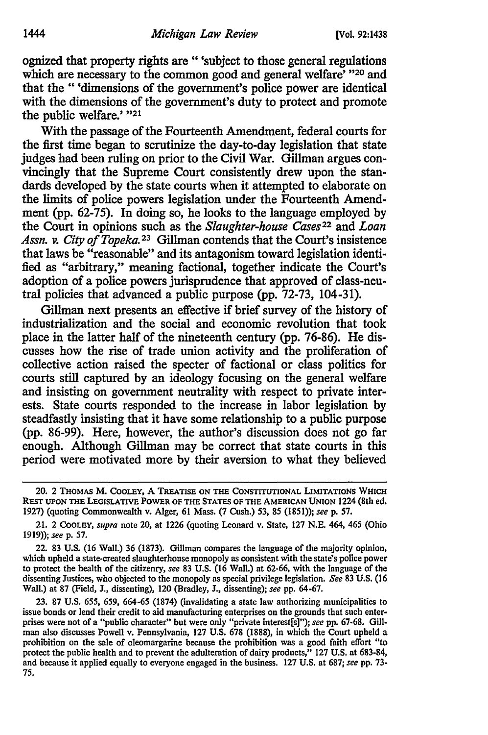ognized that property rights are " 'subject to those general regulations which are necessary to the common good and general welfare' "[20] and that the " 'dimensions of the government's police power are identical with the dimensions of the government's duty to protect and promote the public welfare.' "[21]

With the passage of the Fourteenth Amendment, federal courts for the first time began to scrutinize the day-to-day legislation that state judges had been ruling on prior to the Civil War. Gillman argues convincingly that the Supreme Court consistently drew upon the standards developed by the state courts when it attempted to elaborate on the limits of police powers legislation under the Fourteenth Amendment (pp. 62-75). In doing so, he looks to the language employed by the Court in opinions such as the *Slaughter-house Cases*[22] and *Loan Assn. v. City of Topeka.*[23] Gillman contends that the Court's insistence that laws be "reasonable" and its antagonism toward legislation identified as "arbitrary," meaning factional, together indicate the Court's adoption of a police powers jurisprudence that approved of class-neutral policies that advanced a public purpose (pp. 72-73, 104-31).

Gillman next presents an effective if brief survey of the history of industrialization and the social and economic revolution that took place in the latter half of the nineteenth century (pp. 76-86). He discusses how the rise of trade union activity and the proliferation of collective action raised the specter of factional or class politics for courts still captured by an ideology focusing on the general welfare and insisting on government neutrality with respect to private interests. State courts responded to the increase in labor legislation by steadfastly insisting that it have some relationship to a public purpose (pp. 86-99). Here, however, the author's discussion does not go far enough. Although Gillman may be correct that state courts in this period were motivated more by their aversion to what they believed

---

20. 2 THOMAS M. COOLEY, A TREATISE ON THE CONSTITUTIONAL LIMITATIONS WHICH REST UPON THE LEGISLATIVE POWER OF THE STATES OF THE AMERICAN UNION 1224 (8th ed. 1927) (quoting Commonwealth v. Alger, 61 Mass. (7 Cush.) 53, 85 (1851)); *see* p. 57.

21. 2 COOLEY, *supra* note 20, at 1226 (quoting Leonard v. State, 127 N.E. 464, 465 (Ohio 1919)); *see* p. 57.

22. 83 U.S. (16 Wall.) 36 (1873). Gillman compares the language of the majority opinion, which upheld a state-created slaughterhouse monopoly as consistent with the state's police power to protect the health of the citizenry, *see* 83 U.S. (16 Wall.) at 62-66, with the language of the dissenting Justices, who objected to the monopoly as special privilege legislation. *See* 83 U.S. (16 Wall.) at 87 (Field, J., dissenting), 120 (Bradley, J., dissenting); *see* pp. 64-67.

23. 87 U.S. 655, 659, 664-65 (1874) (invalidating a state law authorizing municipalities to issue bonds or lend their credit to aid manufacturing enterprises on the grounds that such enterprises were not of a "public character" but were only "private interest[s]"); *see* pp. 67-68. Gillman also discusses Powell v. Pennsylvania, 127 U.S. 678 (1888), in which the Court upheld a prohibition on the sale of oleomargarine because the prohibition was a good faith effort "to protect the public health and to prevent the adulteration of dairy products," 127 U.S. at 683-84, and because it applied equally to everyone engaged in the business. 127 U.S. at 687; *see* pp. 73-75.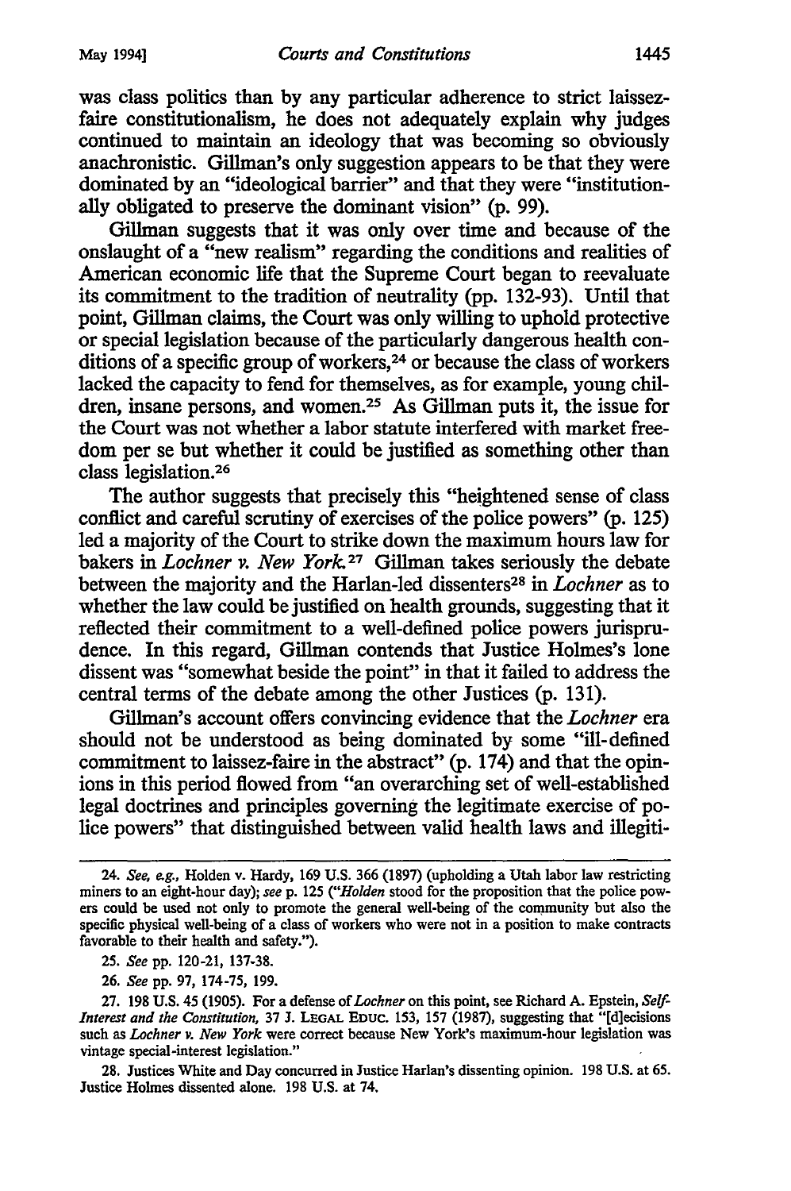was class politics than by any particular adherence to strict laissez-faire constitutionalism, he does not adequately explain why judges continued to maintain an ideology that was becoming so obviously anachronistic. Gillman's only suggestion appears to be that they were dominated by an "ideological barrier" and that they were "institutionally obligated to preserve the dominant vision" (p. 99).

Gillman suggests that it was only over time and because of the onslaught of a "new realism" regarding the conditions and realities of American economic life that the Supreme Court began to reevaluate its commitment to the tradition of neutrality (pp. 132-93). Until that point, Gillman claims, the Court was only willing to uphold protective or special legislation because of the particularly dangerous health conditions of a specific group of workers,[24] or because the class of workers lacked the capacity to fend for themselves, as for example, young children, insane persons, and women.[25] As Gillman puts it, the issue for the Court was not whether a labor statute interfered with market freedom per se but whether it could be justified as something other than class legislation.[26]

The author suggests that precisely this "heightened sense of class conflict and careful scrutiny of exercises of the police powers" (p. 125) led a majority of the Court to strike down the maximum hours law for bakers in *Lochner v. New York*.[27] Gillman takes seriously the debate between the majority and the Harlan-led dissenters[28] in *Lochner* as to whether the law could be justified on health grounds, suggesting that it reflected their commitment to a well-defined police powers jurisprudence. In this regard, Gillman contends that Justice Holmes's lone dissent was "somewhat beside the point" in that it failed to address the central terms of the debate among the other Justices (p. 131).

Gillman's account offers convincing evidence that the *Lochner* era should not be understood as being dominated by some "ill-defined commitment to laissez-faire in the abstract" (p. 174) and that the opinions in this period flowed from "an overarching set of well-established legal doctrines and principles governing the legitimate exercise of police powers" that distinguished between valid health laws and illegiti-

---

24. *See, e.g.*, Holden v. Hardy, 169 U.S. 366 (1897) (upholding a Utah labor law restricting miners to an eight-hour day); *see* p. 125 ("*Holden* stood for the proposition that the police powers could be used not only to promote the general well-being of the community but also the specific physical well-being of a class of workers who were not in a position to make contracts favorable to their health and safety.").

25. *See* pp. 120-21, 137-38.

26. *See* pp. 97, 174-75, 199.

27. 198 U.S. 45 (1905). For a defense of *Lochner* on this point, see Richard A. Epstein, *Self-Interest and the Constitution*, 37 J. LEGAL EDUC. 153, 157 (1987), suggesting that "[d]ecisions such as *Lochner v. New York* were correct because New York's maximum-hour legislation was vintage special-interest legislation."

28. Justices White and Day concurred in Justice Harlan's dissenting opinion. 198 U.S. at 65. Justice Holmes dissented alone. 198 U.S. at 74.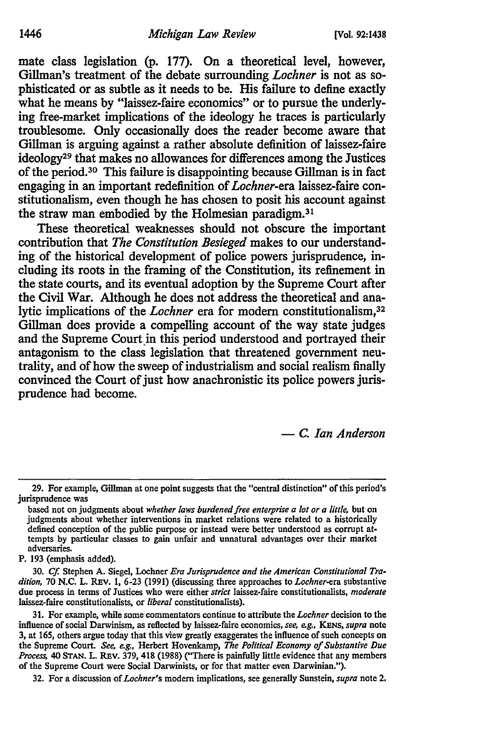mate class legislation (p. 177). On a theoretical level, however, Gillman's treatment of the debate surrounding *Lochner* is not as sophisticated or as subtle as it needs to be. His failure to define exactly what he means by "laissez-faire economics" or to pursue the underlying free-market implications of the ideology he traces is particularly troublesome. Only occasionally does the reader become aware that Gillman is arguing against a rather absolute definition of laissez-faire ideology[29] that makes no allowances for differences among the Justices of the period.[30] This failure is disappointing because Gillman is in fact engaging in an important redefinition of *Lochner*-era laissez-faire constitutionalism, even though he has chosen to posit his account against the straw man embodied by the Holmesian paradigm.[31]

These theoretical weaknesses should not obscure the important contribution that *The Constitution Besieged* makes to our understanding of the historical development of police powers jurisprudence, including its roots in the framing of the Constitution, its refinement in the state courts, and its eventual adoption by the Supreme Court after the Civil War. Although he does not address the theoretical and analytic implications of the *Lochner* era for modern constitutionalism,[32] Gillman does provide a compelling account of the way state judges and the Supreme Court in this period understood and portrayed their antagonism to the class legislation that threatened government neutrality, and of how the sweep of industrialism and social realism finally convinced the Court of just how anachronistic its police powers jurisprudence had become.

— *C. Ian Anderson*

---

29. For example, Gillman at one point suggests that the "central distinction" of this period's jurisprudence was

> based not on judgments about *whether laws burdened free enterprise a lot or a little*, but on judgments about whether interventions in market relations were related to a historically defined conception of the public purpose or instead were better understood as corrupt attempts by particular classes to gain unfair and unnatural advantages over their market adversaries.

P. 193 (emphasis added).

30. *Cf.* Stephen A. Siegel, Lochner *Era Jurisprudence and the American Constitutional Tradition*, 70 N.C. L. REV. 1, 6-23 (1991) (discussing three approaches to *Lochner*-era substantive due process in terms of Justices who were either *strict* laissez-faire constitutionalists, *moderate* laissez-faire constitutionalists, or *liberal* constitutionalists).

31. For example, while some commentators continue to attribute the *Lochner* decision to the influence of social Darwinism, as reflected by laissez-faire economics, *see, e.g.*, KENS, *supra* note 3, at 165, others argue today that this view greatly exaggerates the influence of such concepts on the Supreme Court. *See, e.g.*, Herbert Hovenkamp, *The Political Economy of Substantive Due Process*, 40 STAN. L. REV. 379, 418 (1988) ("There is painfully little evidence that any members of the Supreme Court were Social Darwinists, or for that matter even Darwinian.").

32. For a discussion of *Lochner*'s modern implications, see generally Sunstein, *supra* note 2.